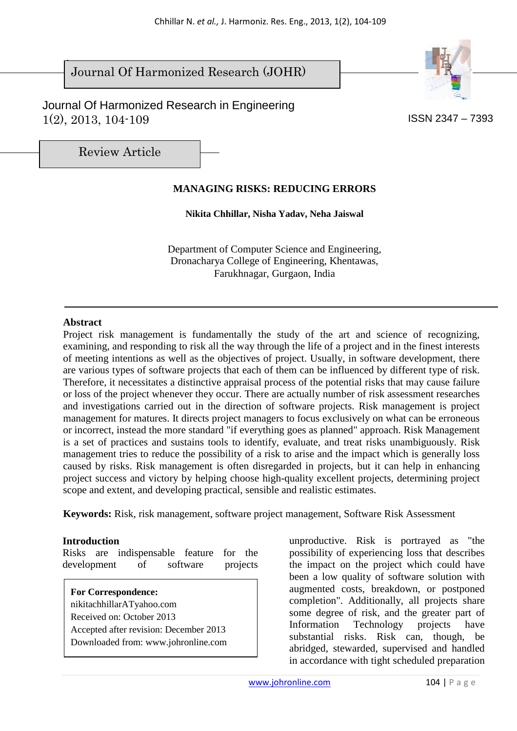Journal Of Harmonized Research (JOHR)

Journal Of Harmonized Research in Engineering
1(2), 2013, 104-109

ISSN 2347 – 7393

Review Article

# MANAGING RISKS: REDUCING ERRORS

**Nikita Chhillar, Nisha Yadav, Neha Jaiswal**

Department of Computer Science and Engineering,
Dronacharya College of Engineering, Khentawas,
Farukhnagar, Gurgaon, India

## Abstract

Project risk management is fundamentally the study of the art and science of recognizing, examining, and responding to risk all the way through the life of a project and in the finest interests of meeting intentions as well as the objectives of project. Usually, in software development, there are various types of software projects that each of them can be influenced by different type of risk. Therefore, it necessitates a distinctive appraisal process of the potential risks that may cause failure or loss of the project whenever they occur. There are actually number of risk assessment researches and investigations carried out in the direction of software projects. Risk management is project management for matures. It directs project managers to focus exclusively on what can be erroneous or incorrect, instead the more standard "if everything goes as planned" approach. Risk Management is a set of practices and sustains tools to identify, evaluate, and treat risks unambiguously. Risk management tries to reduce the possibility of a risk to arise and the impact which is generally loss caused by risks. Risk management is often disregarded in projects, but it can help in enhancing project success and victory by helping choose high-quality excellent projects, determining project scope and extent, and developing practical, sensible and realistic estimates.

**Keywords:** Risk, risk management, software project management, Software Risk Assessment

## Introduction

Risks are indispensable feature for the development of software projects unproductive. Risk is portrayed as "the possibility of experiencing loss that describes the impact on the project which could have been a low quality of software solution with augmented costs, breakdown, or postponed completion". Additionally, all projects share some degree of risk, and the greater part of Information Technology projects have substantial risks. Risk can, though, be abridged, stewarded, supervised and handled in accordance with tight scheduled preparation

**For Correspondence:**
nikitachhillarATyahoo.com
Received on: October 2013
Accepted after revision: December 2013
Downloaded from: www.johronline.com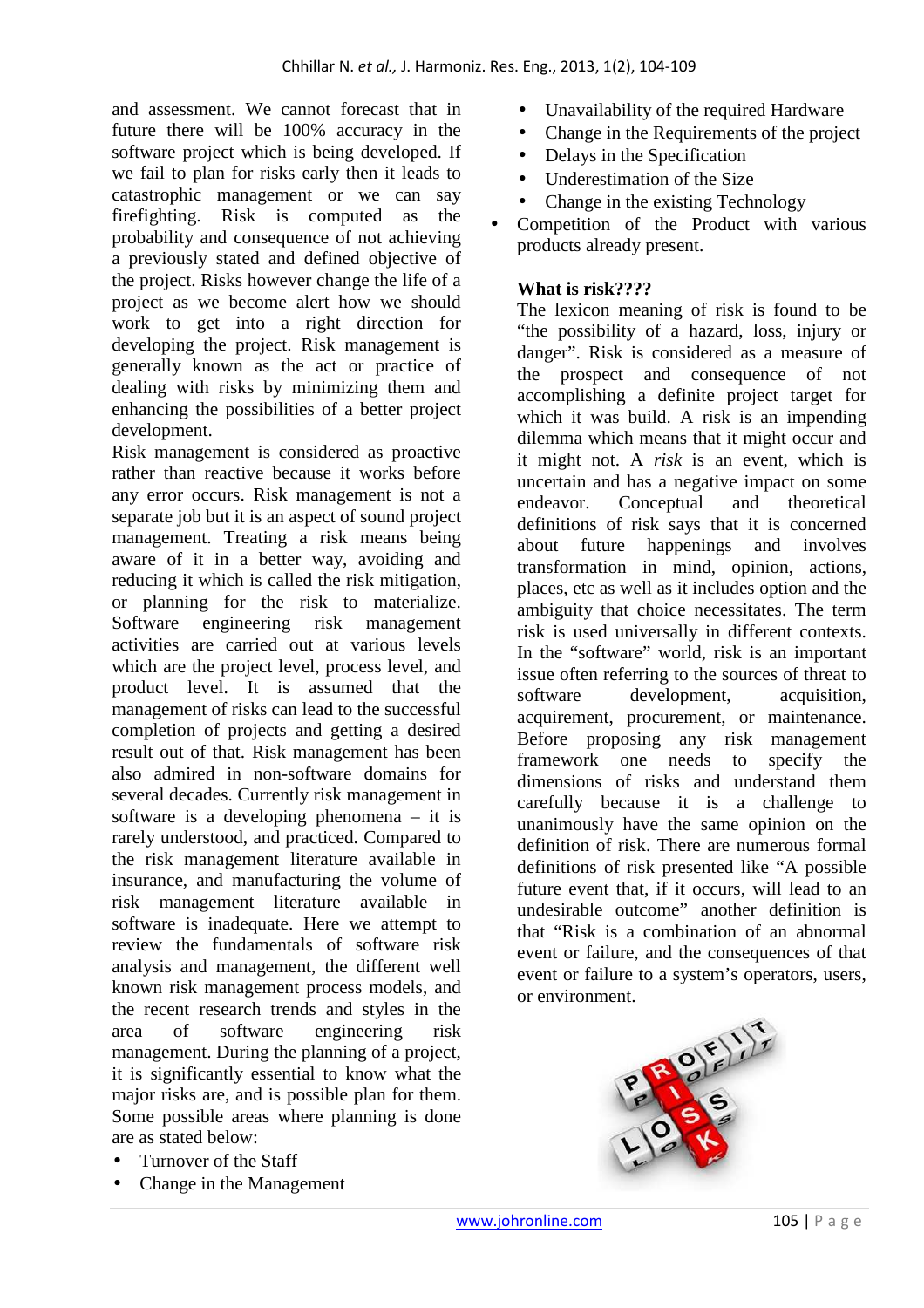and assessment. We cannot forecast that in future there will be 100% accuracy in the software project which is being developed. If we fail to plan for risks early then it leads to catastrophic management or we can say firefighting. Risk is computed as the probability and consequence of not achieving a previously stated and defined objective of the project. Risks however change the life of a project as we become alert how we should work to get into a right direction for developing the project. Risk management is generally known as the act or practice of dealing with risks by minimizing them and enhancing the possibilities of a better project development.

Risk management is considered as proactive rather than reactive because it works before any error occurs. Risk management is not a separate job but it is an aspect of sound project management. Treating a risk means being aware of it in a better way, avoiding and reducing it which is called the risk mitigation, or planning for the risk to materialize. Software engineering risk management activities are carried out at various levels which are the project level, process level, and product level. It is assumed that the management of risks can lead to the successful completion of projects and getting a desired result out of that. Risk management has been also admired in non-software domains for several decades. Currently risk management in software is a developing phenomena – it is rarely understood, and practiced. Compared to the risk management literature available in insurance, and manufacturing the volume of risk management literature available in software is inadequate. Here we attempt to review the fundamentals of software risk analysis and management, the different well known risk management process models, and the recent research trends and styles in the area of software engineering risk management. During the planning of a project, it is significantly essential to know what the major risks are, and is possible plan for them. Some possible areas where planning is done are as stated below:

- Turnover of the Staff
- Change in the Management
- Unavailability of the required Hardware
- Change in the Requirements of the project
- Delays in the Specification
- Underestimation of the Size
- Change in the existing Technology
- Competition of the Product with various products already present.

**What is risk????**

The lexicon meaning of risk is found to be "the possibility of a hazard, loss, injury or danger". Risk is considered as a measure of the prospect and consequence of not accomplishing a definite project target for which it was build. A risk is an impending dilemma which means that it might occur and it might not. A *risk* is an event, which is uncertain and has a negative impact on some endeavor. Conceptual and theoretical definitions of risk says that it is concerned about future happenings and involves transformation in mind, opinion, actions, places, etc as well as it includes option and the ambiguity that choice necessitates. The term risk is used universally in different contexts. In the "software" world, risk is an important issue often referring to the sources of threat to software development, acquisition, acquirement, procurement, or maintenance. Before proposing any risk management framework one needs to specify the dimensions of risks and understand them carefully because it is a challenge to unanimously have the same opinion on the definition of risk. There are numerous formal definitions of risk presented like "A possible future event that, if it occurs, will lead to an undesirable outcome" another definition is that "Risk is a combination of an abnormal event or failure, and the consequences of that event or failure to a system's operators, users, or environment.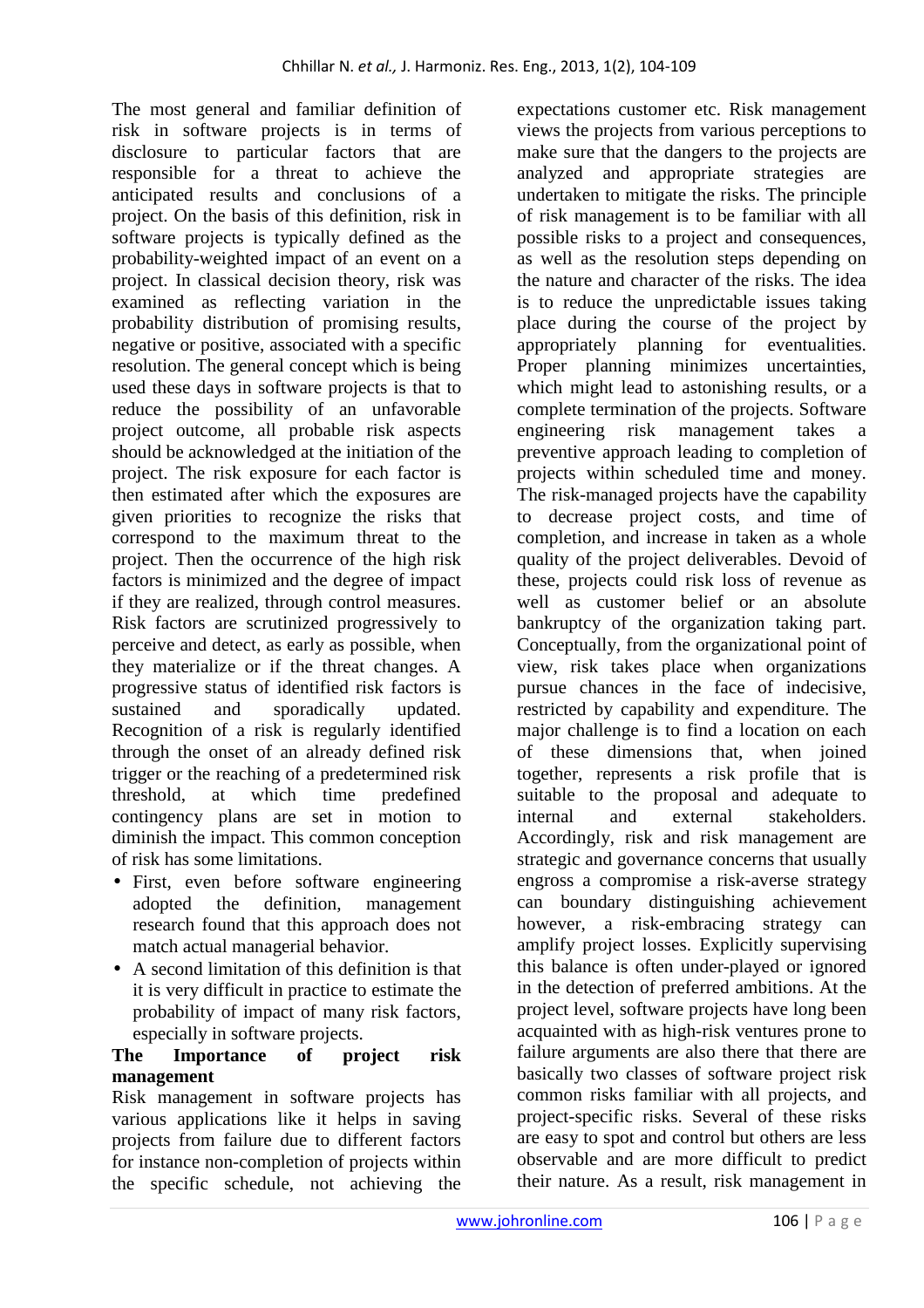The most general and familiar definition of risk in software projects is in terms of disclosure to particular factors that are responsible for a threat to achieve the anticipated results and conclusions of a project. On the basis of this definition, risk in software projects is typically defined as the probability-weighted impact of an event on a project. In classical decision theory, risk was examined as reflecting variation in the probability distribution of promising results, negative or positive, associated with a specific resolution. The general concept which is being used these days in software projects is that to reduce the possibility of an unfavorable project outcome, all probable risk aspects should be acknowledged at the initiation of the project. The risk exposure for each factor is then estimated after which the exposures are given priorities to recognize the risks that correspond to the maximum threat to the project. Then the occurrence of the high risk factors is minimized and the degree of impact if they are realized, through control measures. Risk factors are scrutinized progressively to perceive and detect, as early as possible, when they materialize or if the threat changes. A progressive status of identified risk factors is sustained and sporadically updated. Recognition of a risk is regularly identified through the onset of an already defined risk trigger or the reaching of a predetermined risk threshold, at which time predefined contingency plans are set in motion to diminish the impact. This common conception of risk has some limitations.

- First, even before software engineering adopted the definition, management research found that this approach does not match actual managerial behavior.
- A second limitation of this definition is that it is very difficult in practice to estimate the probability of impact of many risk factors, especially in software projects.

**The Importance of project risk management**

Risk management in software projects has various applications like it helps in saving projects from failure due to different factors for instance non-completion of projects within the specific schedule, not achieving the expectations customer etc. Risk management views the projects from various perceptions to make sure that the dangers to the projects are analyzed and appropriate strategies are undertaken to mitigate the risks. The principle of risk management is to be familiar with all possible risks to a project and consequences, as well as the resolution steps depending on the nature and character of the risks. The idea is to reduce the unpredictable issues taking place during the course of the project by appropriately planning for eventualities. Proper planning minimizes uncertainties, which might lead to astonishing results, or a complete termination of the projects. Software engineering risk management takes a preventive approach leading to completion of projects within scheduled time and money. The risk-managed projects have the capability to decrease project costs, and time of completion, and increase in taken as a whole quality of the project deliverables. Devoid of these, projects could risk loss of revenue as well as customer belief or an absolute bankruptcy of the organization taking part. Conceptually, from the organizational point of view, risk takes place when organizations pursue chances in the face of indecisive, restricted by capability and expenditure. The major challenge is to find a location on each of these dimensions that, when joined together, represents a risk profile that is suitable to the proposal and adequate to internal and external stakeholders. Accordingly, risk and risk management are strategic and governance concerns that usually engross a compromise a risk-averse strategy can boundary distinguishing achievement however, a risk-embracing strategy can amplify project losses. Explicitly supervising this balance is often under-played or ignored in the detection of preferred ambitions. At the project level, software projects have long been acquainted with as high-risk ventures prone to failure arguments are also there that there are basically two classes of software project risk common risks familiar with all projects, and project-specific risks. Several of these risks are easy to spot and control but others are less observable and are more difficult to predict their nature. As a result, risk management in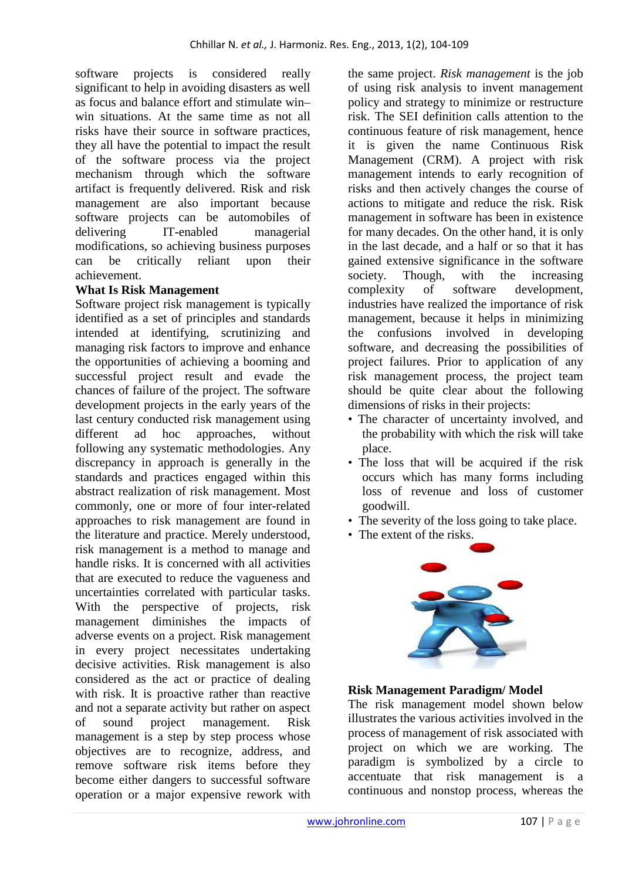software projects is considered really significant to help in avoiding disasters as well as focus and balance effort and stimulate win–win situations. At the same time as not all risks have their source in software practices, they all have the potential to impact the result of the software process via the project mechanism through which the software artifact is frequently delivered. Risk and risk management are also important because software projects can be automobiles of delivering IT-enabled managerial modifications, so achieving business purposes can be critically reliant upon their achievement.

**What Is Risk Management**

Software project risk management is typically identified as a set of principles and standards intended at identifying, scrutinizing and managing risk factors to improve and enhance the opportunities of achieving a booming and successful project result and evade the chances of failure of the project. The software development projects in the early years of the last century conducted risk management using different ad hoc approaches, without following any systematic methodologies. Any discrepancy in approach is generally in the standards and practices engaged within this abstract realization of risk management. Most commonly, one or more of four inter-related approaches to risk management are found in the literature and practice. Merely understood, risk management is a method to manage and handle risks. It is concerned with all activities that are executed to reduce the vagueness and uncertainties correlated with particular tasks. With the perspective of projects, risk management diminishes the impacts of adverse events on a project. Risk management in every project necessitates undertaking decisive activities. Risk management is also considered as the act or practice of dealing with risk. It is proactive rather than reactive and not a separate activity but rather on aspect of sound project management. Risk management is a step by step process whose objectives are to recognize, address, and remove software risk items before they become either dangers to successful software operation or a major expensive rework with the same project. *Risk management* is the job of using risk analysis to invent management policy and strategy to minimize or restructure risk. The SEI definition calls attention to the continuous feature of risk management, hence it is given the name Continuous Risk Management (CRM). A project with risk management intends to early recognition of risks and then actively changes the course of actions to mitigate and reduce the risk. Risk management in software has been in existence for many decades. On the other hand, it is only in the last decade, and a half or so that it has gained extensive significance in the software society. Though, with the increasing complexity of software development, industries have realized the importance of risk management, because it helps in minimizing the confusions involved in developing software, and decreasing the possibilities of project failures. Prior to application of any risk management process, the project team should be quite clear about the following dimensions of risks in their projects:

- The character of uncertainty involved, and the probability with which the risk will take place.
- The loss that will be acquired if the risk occurs which has many forms including loss of revenue and loss of customer goodwill.
- The severity of the loss going to take place.
- The extent of the risks.

**Risk Management Paradigm/ Model**

The risk management model shown below illustrates the various activities involved in the process of management of risk associated with project on which we are working. The paradigm is symbolized by a circle to accentuate that risk management is a continuous and nonstop process, whereas the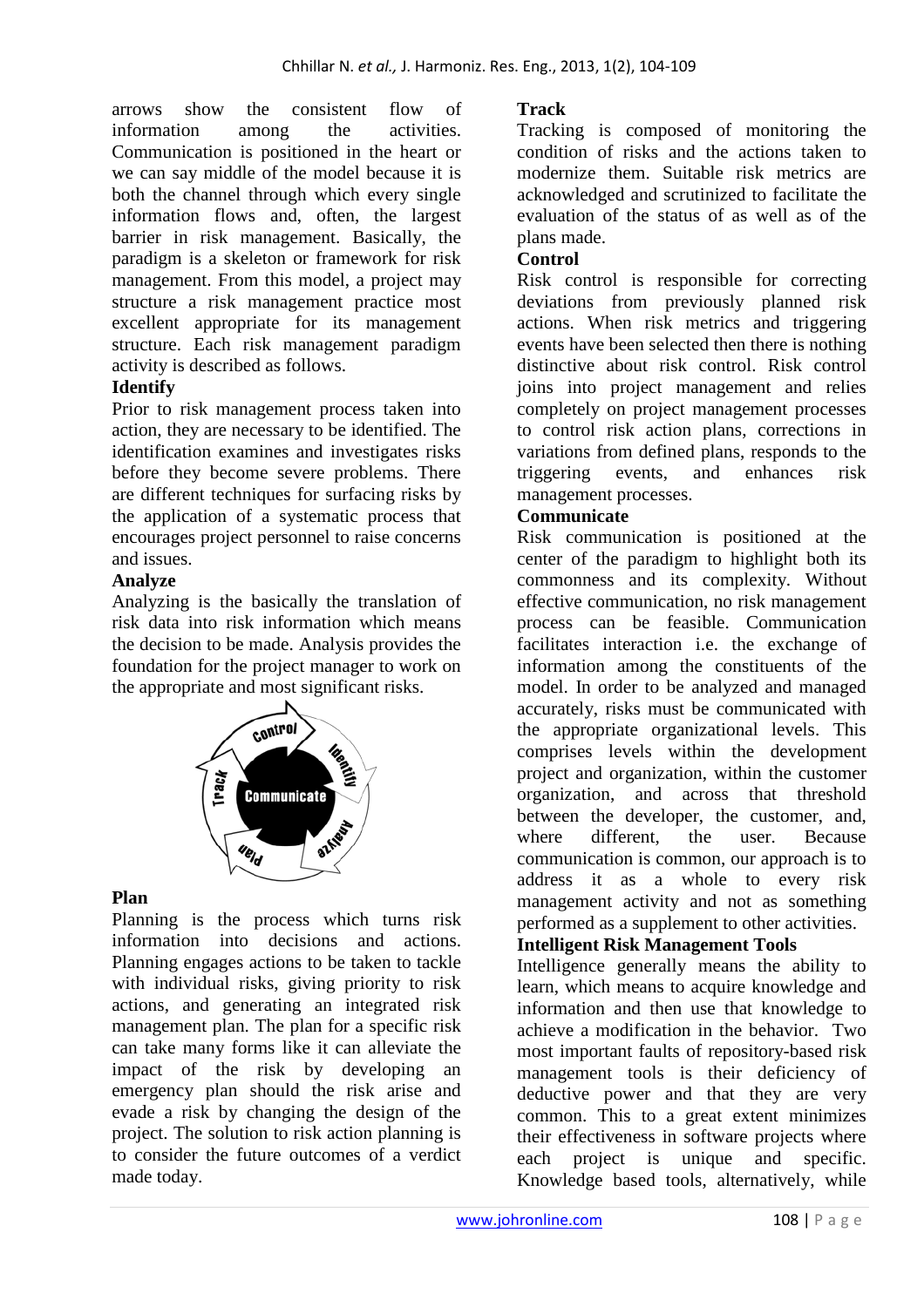arrows show the consistent flow of information among the activities. Communication is positioned in the heart or we can say middle of the model because it is both the channel through which every single information flows and, often, the largest barrier in risk management. Basically, the paradigm is a skeleton or framework for risk management. From this model, a project may structure a risk management practice most excellent appropriate for its management structure. Each risk management paradigm activity is described as follows.

**Identify**

Prior to risk management process taken into action, they are necessary to be identified. The identification examines and investigates risks before they become severe problems. There are different techniques for surfacing risks by the application of a systematic process that encourages project personnel to raise concerns and issues.

**Analyze**

Analyzing is the basically the translation of risk data into risk information which means the decision to be made. Analysis provides the foundation for the project manager to work on the appropriate and most significant risks.

**Plan**

Planning is the process which turns risk information into decisions and actions. Planning engages actions to be taken to tackle with individual risks, giving priority to risk actions, and generating an integrated risk management plan. The plan for a specific risk can take many forms like it can alleviate the impact of the risk by developing an emergency plan should the risk arise and evade a risk by changing the design of the project. The solution to risk action planning is to consider the future outcomes of a verdict made today.

**Track**

Tracking is composed of monitoring the condition of risks and the actions taken to modernize them. Suitable risk metrics are acknowledged and scrutinized to facilitate the evaluation of the status of as well as of the plans made.

**Control**

Risk control is responsible for correcting deviations from previously planned risk actions. When risk metrics and triggering events have been selected then there is nothing distinctive about risk control. Risk control joins into project management and relies completely on project management processes to control risk action plans, corrections in variations from defined plans, responds to the triggering events, and enhances risk management processes.

**Communicate**

Risk communication is positioned at the center of the paradigm to highlight both its commonness and its complexity. Without effective communication, no risk management process can be feasible. Communication facilitates interaction i.e. the exchange of information among the constituents of the model. In order to be analyzed and managed accurately, risks must be communicated with the appropriate organizational levels. This comprises levels within the development project and organization, within the customer organization, and across that threshold between the developer, the customer, and, where different, the user. Because communication is common, our approach is to address it as a whole to every risk management activity and not as something performed as a supplement to other activities.

**Intelligent Risk Management Tools**

Intelligence generally means the ability to learn, which means to acquire knowledge and information and then use that knowledge to achieve a modification in the behavior. Two most important faults of repository-based risk management tools is their deficiency of deductive power and that they are very common. This to a great extent minimizes their effectiveness in software projects where each project is unique and specific. Knowledge based tools, alternatively, while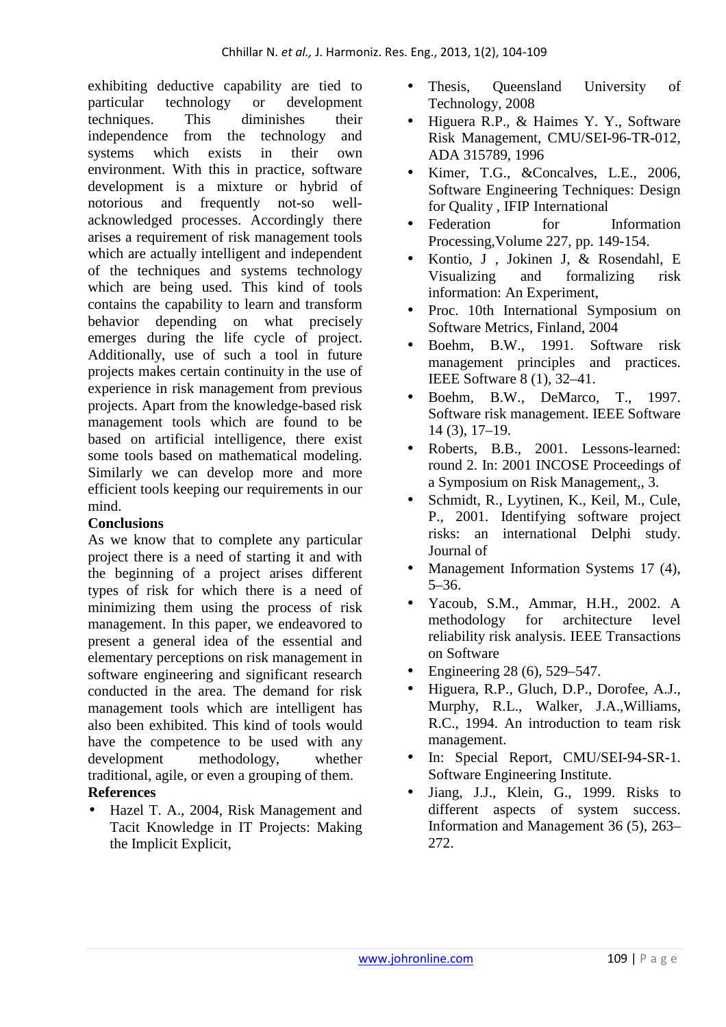exhibiting deductive capability are tied to particular technology or development techniques. This diminishes their independence from the technology and systems which exists in their own environment. With this in practice, software development is a mixture or hybrid of notorious and frequently not-so well-acknowledged processes. Accordingly there arises a requirement of risk management tools which are actually intelligent and independent of the techniques and systems technology which are being used. This kind of tools contains the capability to learn and transform behavior depending on what precisely emerges during the life cycle of project. Additionally, use of such a tool in future projects makes certain continuity in the use of experience in risk management from previous projects. Apart from the knowledge-based risk management tools which are found to be based on artificial intelligence, there exist some tools based on mathematical modeling. Similarly we can develop more and more efficient tools keeping our requirements in our mind.

**Conclusions**

As we know that to complete any particular project there is a need of starting it and with the beginning of a project arises different types of risk for which there is a need of minimizing them using the process of risk management. In this paper, we endeavored to present a general idea of the essential and elementary perceptions on risk management in software engineering and significant research conducted in the area. The demand for risk management tools which are intelligent has also been exhibited. This kind of tools would have the competence to be used with any development methodology, whether traditional, agile, or even a grouping of them.

**References**

- Hazel T. A., 2004, Risk Management and Tacit Knowledge in IT Projects: Making the Implicit Explicit,
- Thesis, Queensland University of Technology, 2008
- Higuera R.P., & Haimes Y. Y., Software Risk Management, CMU/SEI-96-TR-012, ADA 315789, 1996
- Kimer, T.G., &Concalves, L.E., 2006, Software Engineering Techniques: Design for Quality , IFIP International
- Federation for Information Processing,Volume 227, pp. 149-154.
- Kontio, J , Jokinen J, & Rosendahl, E Visualizing and formalizing risk information: An Experiment,
- Proc. 10th International Symposium on Software Metrics, Finland, 2004
- Boehm, B.W., 1991. Software risk management principles and practices. IEEE Software 8 (1), 32–41.
- Boehm, B.W., DeMarco, T., 1997. Software risk management. IEEE Software 14 (3), 17–19.
- Roberts, B.B., 2001. Lessons-learned: round 2. In: 2001 INCOSE Proceedings of a Symposium on Risk Management,, 3.
- Schmidt, R., Lyytinen, K., Keil, M., Cule, P., 2001. Identifying software project risks: an international Delphi study. Journal of
- Management Information Systems 17 (4), 5–36.
- Yacoub, S.M., Ammar, H.H., 2002. A methodology for architecture level reliability risk analysis. IEEE Transactions on Software
- Engineering 28 (6), 529–547.
- Higuera, R.P., Gluch, D.P., Dorofee, A.J., Murphy, R.L., Walker, J.A.,Williams, R.C., 1994. An introduction to team risk management.
- In: Special Report, CMU/SEI-94-SR-1. Software Engineering Institute.
- Jiang, J.J., Klein, G., 1999. Risks to different aspects of system success. Information and Management 36 (5), 263–272.